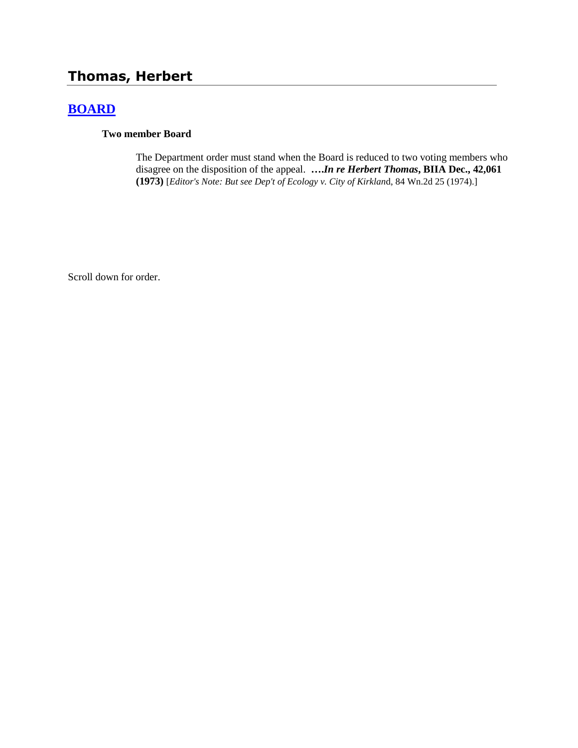# Thomas, Herbert

## BOARD

**Two member Board**

The Department order must stand when the Board is reduced to two voting members who disagree on the disposition of the appeal. ***….In re Herbert Thomas*, BIIA Dec., 42,061 (1973)** [*Editor's Note: But see Dep't of Ecology v. City of Kirklan*d, 84 Wn.2d 25 (1974).]

Scroll down for order.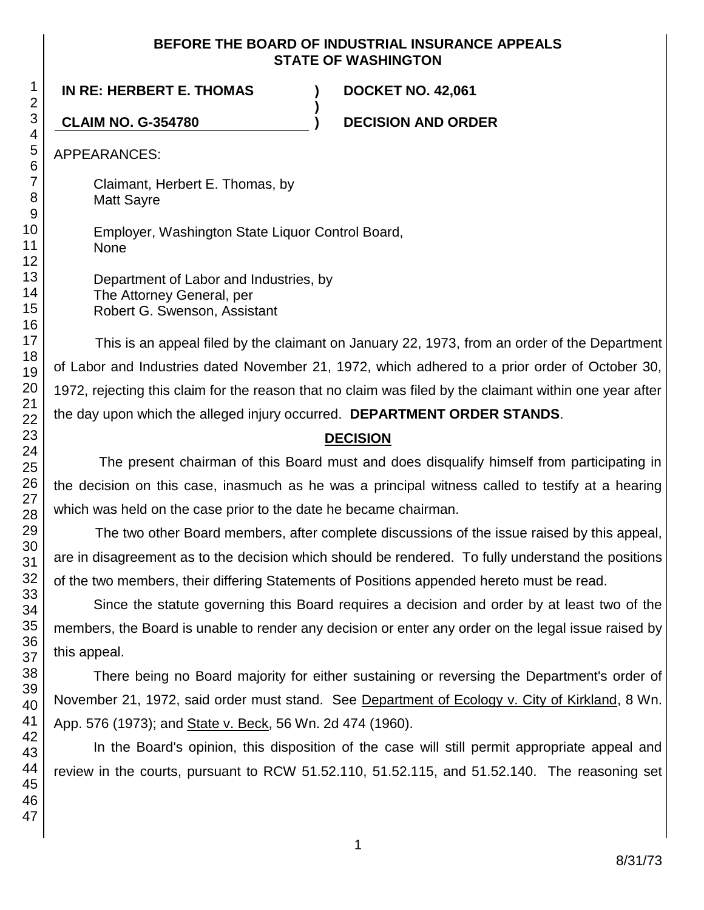**BEFORE THE BOARD OF INDUSTRIAL INSURANCE APPEALS**
**STATE OF WASHINGTON**

| | | |
|---|---|---|
| **IN RE: HERBERT E. THOMAS** | **)** | **DOCKET NO. 42,061** |
| | **)** | |
| **CLAIM NO. G-354780** | **)** | **DECISION AND ORDER** |

APPEARANCES:

Claimant, Herbert E. Thomas, by
Matt Sayre

Employer, Washington State Liquor Control Board,
None

Department of Labor and Industries, by
The Attorney General, per
Robert G. Swenson, Assistant

This is an appeal filed by the claimant on January 22, 1973, from an order of the Department of Labor and Industries dated November 21, 1972, which adhered to a prior order of October 30, 1972, rejecting this claim for the reason that no claim was filed by the claimant within one year after the day upon which the alleged injury occurred. **DEPARTMENT ORDER STANDS**.

## DECISION

The present chairman of this Board must and does disqualify himself from participating in the decision on this case, inasmuch as he was a principal witness called to testify at a hearing which was held on the case prior to the date he became chairman.

The two other Board members, after complete discussions of the issue raised by this appeal, are in disagreement as to the decision which should be rendered. To fully understand the positions of the two members, their differing Statements of Positions appended hereto must be read.

Since the statute governing this Board requires a decision and order by at least two of the members, the Board is unable to render any decision or enter any order on the legal issue raised by this appeal.

There being no Board majority for either sustaining or reversing the Department's order of November 21, 1972, said order must stand. See Department of Ecology v. City of Kirkland, 8 Wn. App. 576 (1973); and State v. Beck, 56 Wn. 2d 474 (1960).

In the Board's opinion, this disposition of the case will still permit appropriate appeal and review in the courts, pursuant to RCW 51.52.110, 51.52.115, and 51.52.140. The reasoning set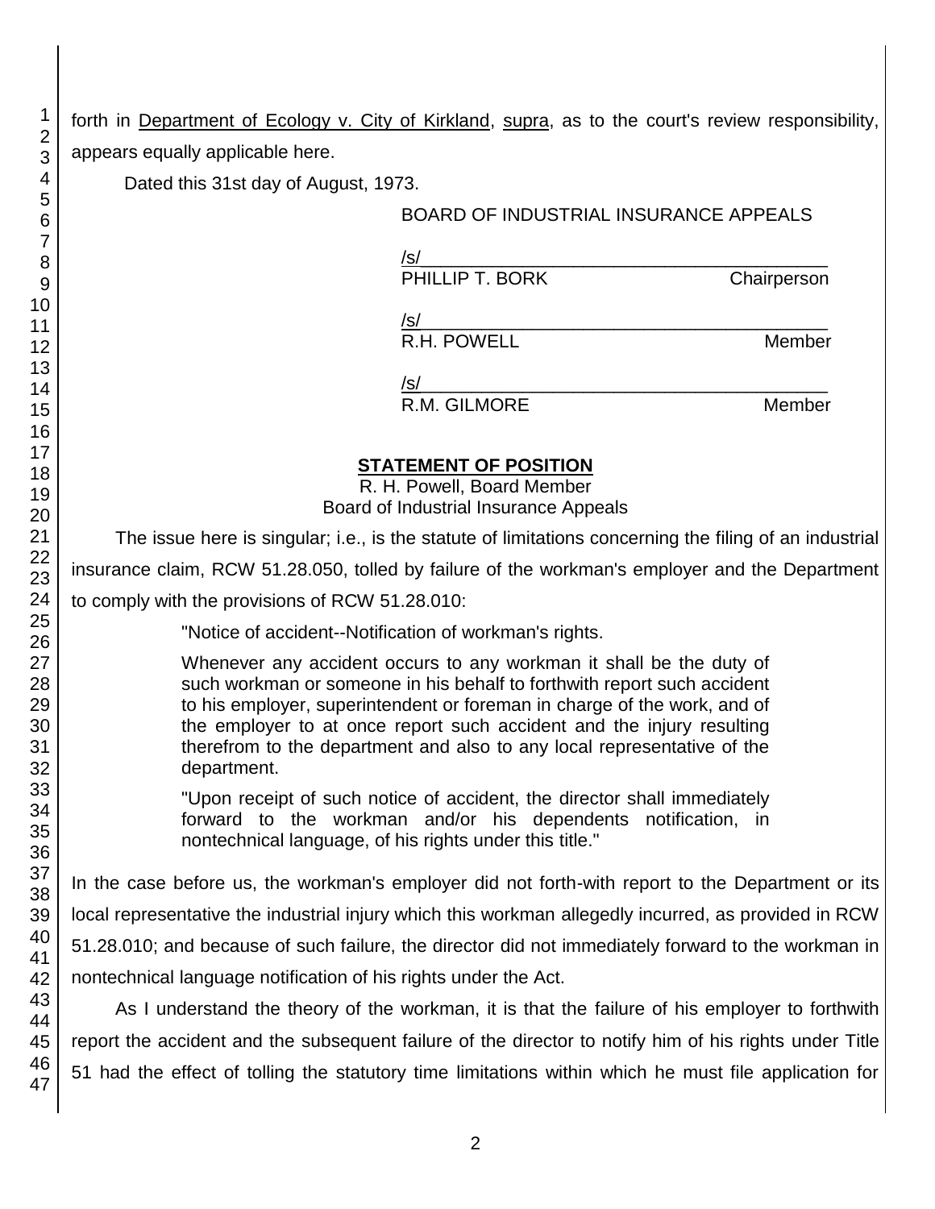forth in Department of Ecology v. City of Kirkland, supra, as to the court's review responsibility, appears equally applicable here.

Dated this 31st day of August, 1973.

BOARD OF INDUSTRIAL INSURANCE APPEALS

/s/
PHILLIP T. BORK, Chairperson

/s/
R.H. POWELL, Member

/s/
R.M. GILMORE, Member

## STATEMENT OF POSITION

R. H. Powell, Board Member
Board of Industrial Insurance Appeals

The issue here is singular; i.e., is the statute of limitations concerning the filing of an industrial insurance claim, RCW 51.28.050, tolled by failure of the workman's employer and the Department to comply with the provisions of RCW 51.28.010:

> "Notice of accident--Notification of workman's rights.
>
> Whenever any accident occurs to any workman it shall be the duty of such workman or someone in his behalf to forthwith report such accident to his employer, superintendent or foreman in charge of the work, and of the employer to at once report such accident and the injury resulting therefrom to the department and also to any local representative of the department.
>
> "Upon receipt of such notice of accident, the director shall immediately forward to the workman and/or his dependents notification, in nontechnical language, of his rights under this title."

In the case before us, the workman's employer did not forth-with report to the Department or its local representative the industrial injury which this workman allegedly incurred, as provided in RCW 51.28.010; and because of such failure, the director did not immediately forward to the workman in nontechnical language notification of his rights under the Act.

As I understand the theory of the workman, it is that the failure of his employer to forthwith report the accident and the subsequent failure of the director to notify him of his rights under Title 51 had the effect of tolling the statutory time limitations within which he must file application for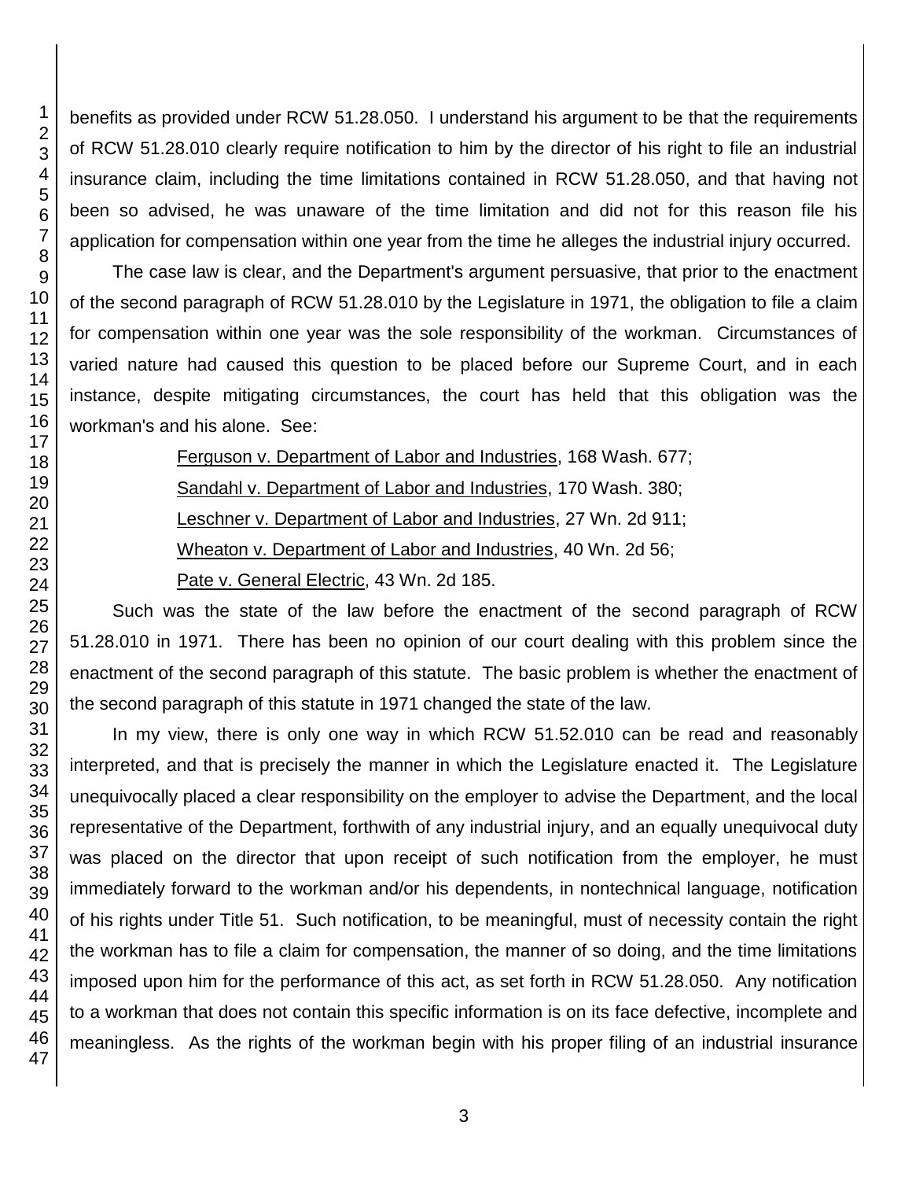benefits as provided under RCW 51.28.050. I understand his argument to be that the requirements of RCW 51.28.010 clearly require notification to him by the director of his right to file an industrial insurance claim, including the time limitations contained in RCW 51.28.050, and that having not been so advised, he was unaware of the time limitation and did not for this reason file his application for compensation within one year from the time he alleges the industrial injury occurred.

The case law is clear, and the Department's argument persuasive, that prior to the enactment of the second paragraph of RCW 51.28.010 by the Legislature in 1971, the obligation to file a claim for compensation within one year was the sole responsibility of the workman. Circumstances of varied nature had caused this question to be placed before our Supreme Court, and in each instance, despite mitigating circumstances, the court has held that this obligation was the workman's and his alone. See:

Ferguson v. Department of Labor and Industries, 168 Wash. 677;
Sandahl v. Department of Labor and Industries, 170 Wash. 380;
Leschner v. Department of Labor and Industries, 27 Wn. 2d 911;
Wheaton v. Department of Labor and Industries, 40 Wn. 2d 56;
Pate v. General Electric, 43 Wn. 2d 185.

Such was the state of the law before the enactment of the second paragraph of RCW 51.28.010 in 1971. There has been no opinion of our court dealing with this problem since the enactment of the second paragraph of this statute. The basic problem is whether the enactment of the second paragraph of this statute in 1971 changed the state of the law.

In my view, there is only one way in which RCW 51.52.010 can be read and reasonably interpreted, and that is precisely the manner in which the Legislature enacted it. The Legislature unequivocally placed a clear responsibility on the employer to advise the Department, and the local representative of the Department, forthwith of any industrial injury, and an equally unequivocal duty was placed on the director that upon receipt of such notification from the employer, he must immediately forward to the workman and/or his dependents, in nontechnical language, notification of his rights under Title 51. Such notification, to be meaningful, must of necessity contain the right the workman has to file a claim for compensation, the manner of so doing, and the time limitations imposed upon him for the performance of this act, as set forth in RCW 51.28.050. Any notification to a workman that does not contain this specific information is on its face defective, incomplete and meaningless. As the rights of the workman begin with his proper filing of an industrial insurance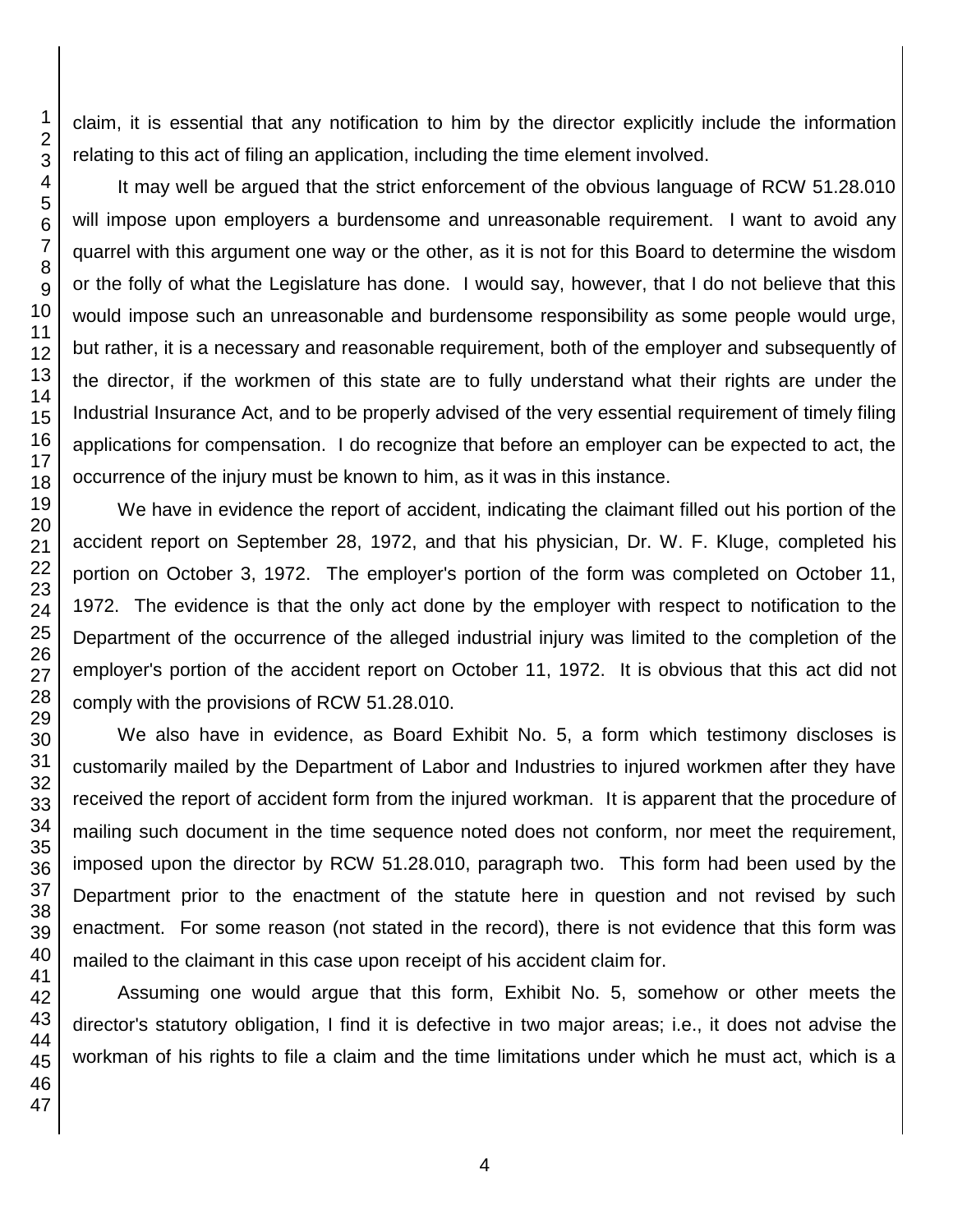claim, it is essential that any notification to him by the director explicitly include the information relating to this act of filing an application, including the time element involved.

It may well be argued that the strict enforcement of the obvious language of RCW 51.28.010 will impose upon employers a burdensome and unreasonable requirement. I want to avoid any quarrel with this argument one way or the other, as it is not for this Board to determine the wisdom or the folly of what the Legislature has done. I would say, however, that I do not believe that this would impose such an unreasonable and burdensome responsibility as some people would urge, but rather, it is a necessary and reasonable requirement, both of the employer and subsequently of the director, if the workmen of this state are to fully understand what their rights are under the Industrial Insurance Act, and to be properly advised of the very essential requirement of timely filing applications for compensation. I do recognize that before an employer can be expected to act, the occurrence of the injury must be known to him, as it was in this instance.

We have in evidence the report of accident, indicating the claimant filled out his portion of the accident report on September 28, 1972, and that his physician, Dr. W. F. Kluge, completed his portion on October 3, 1972. The employer's portion of the form was completed on October 11, 1972. The evidence is that the only act done by the employer with respect to notification to the Department of the occurrence of the alleged industrial injury was limited to the completion of the employer's portion of the accident report on October 11, 1972. It is obvious that this act did not comply with the provisions of RCW 51.28.010.

We also have in evidence, as Board Exhibit No. 5, a form which testimony discloses is customarily mailed by the Department of Labor and Industries to injured workmen after they have received the report of accident form from the injured workman. It is apparent that the procedure of mailing such document in the time sequence noted does not conform, nor meet the requirement, imposed upon the director by RCW 51.28.010, paragraph two. This form had been used by the Department prior to the enactment of the statute here in question and not revised by such enactment. For some reason (not stated in the record), there is not evidence that this form was mailed to the claimant in this case upon receipt of his accident claim for.

Assuming one would argue that this form, Exhibit No. 5, somehow or other meets the director's statutory obligation, I find it is defective in two major areas; i.e., it does not advise the workman of his rights to file a claim and the time limitations under which he must act, which is a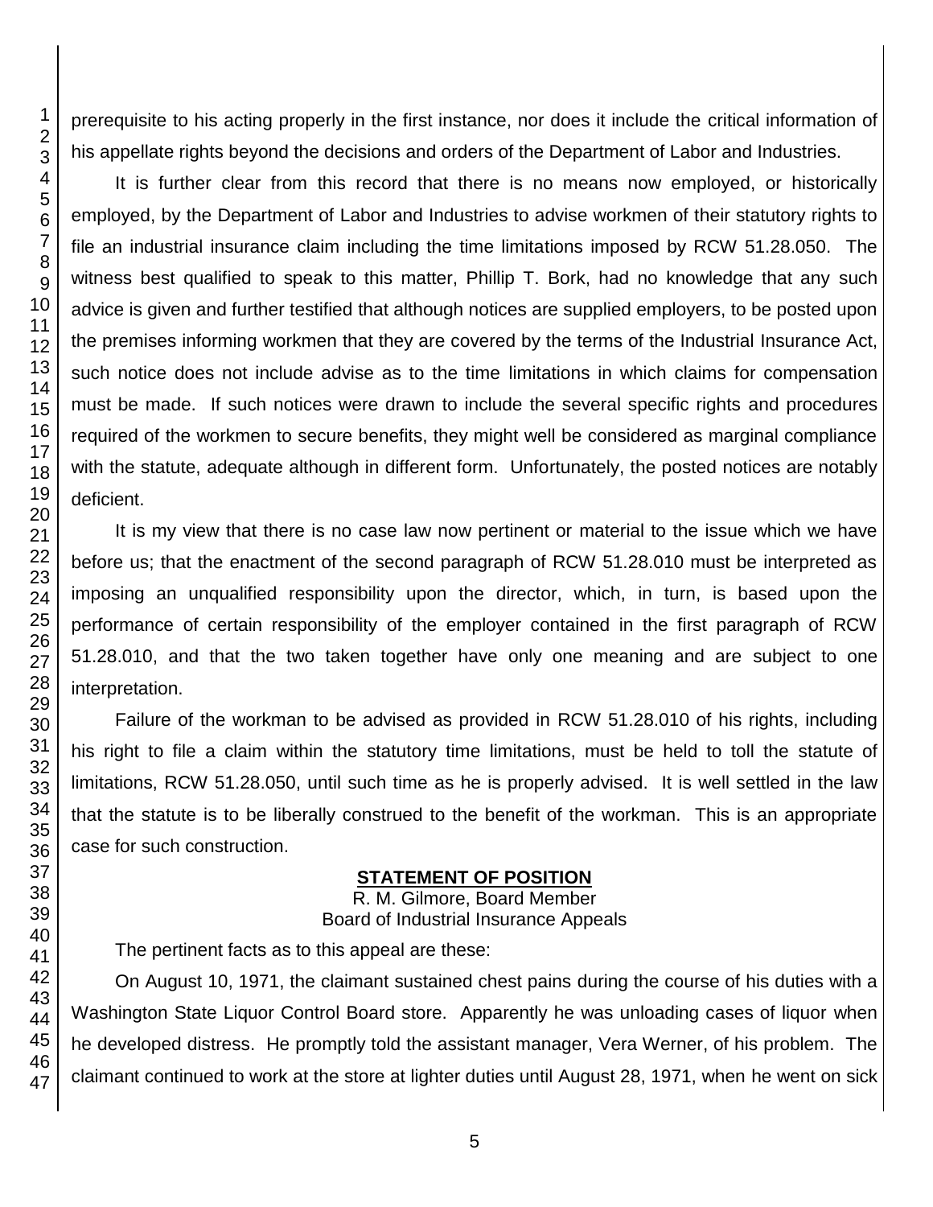prerequisite to his acting properly in the first instance, nor does it include the critical information of his appellate rights beyond the decisions and orders of the Department of Labor and Industries.

It is further clear from this record that there is no means now employed, or historically employed, by the Department of Labor and Industries to advise workmen of their statutory rights to file an industrial insurance claim including the time limitations imposed by RCW 51.28.050. The witness best qualified to speak to this matter, Phillip T. Bork, had no knowledge that any such advice is given and further testified that although notices are supplied employers, to be posted upon the premises informing workmen that they are covered by the terms of the Industrial Insurance Act, such notice does not include advise as to the time limitations in which claims for compensation must be made. If such notices were drawn to include the several specific rights and procedures required of the workmen to secure benefits, they might well be considered as marginal compliance with the statute, adequate although in different form. Unfortunately, the posted notices are notably deficient.

It is my view that there is no case law now pertinent or material to the issue which we have before us; that the enactment of the second paragraph of RCW 51.28.010 must be interpreted as imposing an unqualified responsibility upon the director, which, in turn, is based upon the performance of certain responsibility of the employer contained in the first paragraph of RCW 51.28.010, and that the two taken together have only one meaning and are subject to one interpretation.

Failure of the workman to be advised as provided in RCW 51.28.010 of his rights, including his right to file a claim within the statutory time limitations, must be held to toll the statute of limitations, RCW 51.28.050, until such time as he is properly advised. It is well settled in the law that the statute is to be liberally construed to the benefit of the workman. This is an appropriate case for such construction.

## STATEMENT OF POSITION

R. M. Gilmore, Board Member
Board of Industrial Insurance Appeals

The pertinent facts as to this appeal are these:

On August 10, 1971, the claimant sustained chest pains during the course of his duties with a Washington State Liquor Control Board store. Apparently he was unloading cases of liquor when he developed distress. He promptly told the assistant manager, Vera Werner, of his problem. The claimant continued to work at the store at lighter duties until August 28, 1971, when he went on sick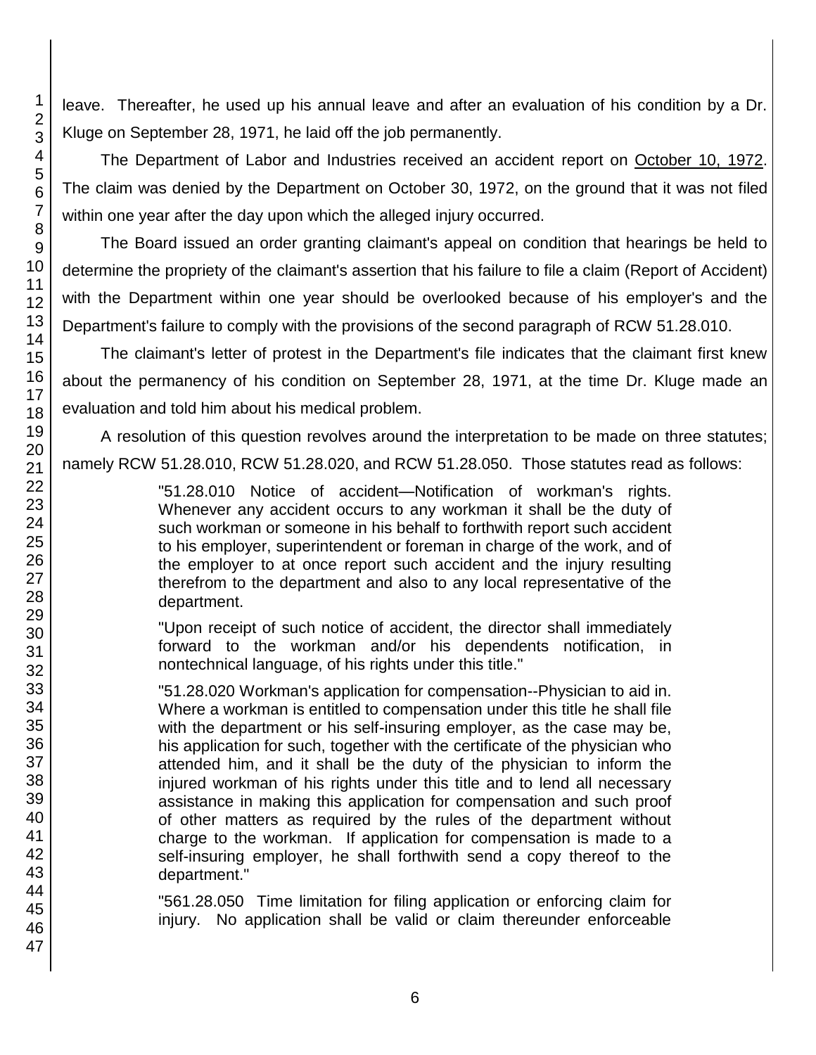leave. Thereafter, he used up his annual leave and after an evaluation of his condition by a Dr. Kluge on September 28, 1971, he laid off the job permanently.

The Department of Labor and Industries received an accident report on October 10, 1972. The claim was denied by the Department on October 30, 1972, on the ground that it was not filed within one year after the day upon which the alleged injury occurred.

The Board issued an order granting claimant's appeal on condition that hearings be held to determine the propriety of the claimant's assertion that his failure to file a claim (Report of Accident) with the Department within one year should be overlooked because of his employer's and the Department's failure to comply with the provisions of the second paragraph of RCW 51.28.010.

The claimant's letter of protest in the Department's file indicates that the claimant first knew about the permanency of his condition on September 28, 1971, at the time Dr. Kluge made an evaluation and told him about his medical problem.

A resolution of this question revolves around the interpretation to be made on three statutes; namely RCW 51.28.010, RCW 51.28.020, and RCW 51.28.050. Those statutes read as follows:

> "51.28.010 Notice of accident—Notification of workman's rights. Whenever any accident occurs to any workman it shall be the duty of such workman or someone in his behalf to forthwith report such accident to his employer, superintendent or foreman in charge of the work, and of the employer to at once report such accident and the injury resulting therefrom to the department and also to any local representative of the department.
>
> "Upon receipt of such notice of accident, the director shall immediately forward to the workman and/or his dependents notification, in nontechnical language, of his rights under this title."
>
> "51.28.020 Workman's application for compensation--Physician to aid in. Where a workman is entitled to compensation under this title he shall file with the department or his self-insuring employer, as the case may be, his application for such, together with the certificate of the physician who attended him, and it shall be the duty of the physician to inform the injured workman of his rights under this title and to lend all necessary assistance in making this application for compensation and such proof of other matters as required by the rules of the department without charge to the workman. If application for compensation is made to a self-insuring employer, he shall forthwith send a copy thereof to the department."
>
> "561.28.050 Time limitation for filing application or enforcing claim for injury. No application shall be valid or claim thereunder enforceable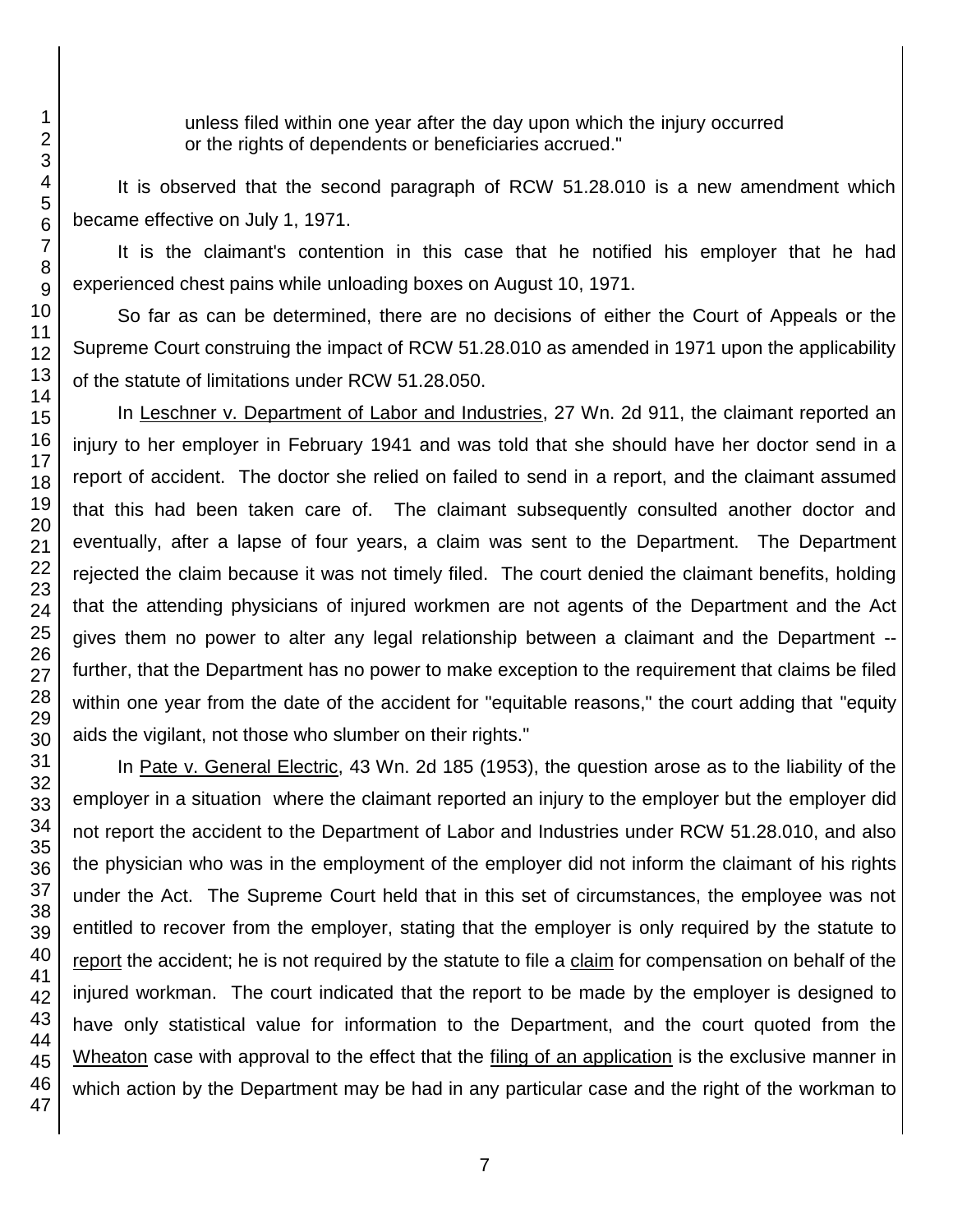unless filed within one year after the day upon which the injury occurred or the rights of dependents or beneficiaries accrued."

It is observed that the second paragraph of RCW 51.28.010 is a new amendment which became effective on July 1, 1971.

It is the claimant's contention in this case that he notified his employer that he had experienced chest pains while unloading boxes on August 10, 1971.

So far as can be determined, there are no decisions of either the Court of Appeals or the Supreme Court construing the impact of RCW 51.28.010 as amended in 1971 upon the applicability of the statute of limitations under RCW 51.28.050.

In Leschner v. Department of Labor and Industries, 27 Wn. 2d 911, the claimant reported an injury to her employer in February 1941 and was told that she should have her doctor send in a report of accident. The doctor she relied on failed to send in a report, and the claimant assumed that this had been taken care of. The claimant subsequently consulted another doctor and eventually, after a lapse of four years, a claim was sent to the Department. The Department rejected the claim because it was not timely filed. The court denied the claimant benefits, holding that the attending physicians of injured workmen are not agents of the Department and the Act gives them no power to alter any legal relationship between a claimant and the Department -- further, that the Department has no power to make exception to the requirement that claims be filed within one year from the date of the accident for "equitable reasons," the court adding that "equity aids the vigilant, not those who slumber on their rights."

In Pate v. General Electric, 43 Wn. 2d 185 (1953), the question arose as to the liability of the employer in a situation where the claimant reported an injury to the employer but the employer did not report the accident to the Department of Labor and Industries under RCW 51.28.010, and also the physician who was in the employment of the employer did not inform the claimant of his rights under the Act. The Supreme Court held that in this set of circumstances, the employee was not entitled to recover from the employer, stating that the employer is only required by the statute to report the accident; he is not required by the statute to file a claim for compensation on behalf of the injured workman. The court indicated that the report to be made by the employer is designed to have only statistical value for information to the Department, and the court quoted from the Wheaton case with approval to the effect that the filing of an application is the exclusive manner in which action by the Department may be had in any particular case and the right of the workman to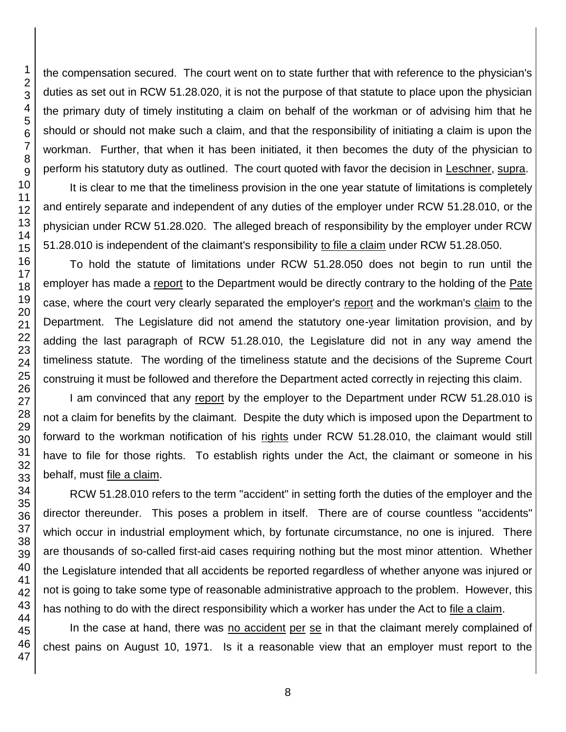the compensation secured. The court went on to state further that with reference to the physician's duties as set out in RCW 51.28.020, it is not the purpose of that statute to place upon the physician the primary duty of timely instituting a claim on behalf of the workman or of advising him that he should or should not make such a claim, and that the responsibility of initiating a claim is upon the workman. Further, that when it has been initiated, it then becomes the duty of the physician to perform his statutory duty as outlined. The court quoted with favor the decision in Leschner, supra.

It is clear to me that the timeliness provision in the one year statute of limitations is completely and entirely separate and independent of any duties of the employer under RCW 51.28.010, or the physician under RCW 51.28.020. The alleged breach of responsibility by the employer under RCW 51.28.010 is independent of the claimant's responsibility to file a claim under RCW 51.28.050.

To hold the statute of limitations under RCW 51.28.050 does not begin to run until the employer has made a report to the Department would be directly contrary to the holding of the Pate case, where the court very clearly separated the employer's report and the workman's claim to the Department. The Legislature did not amend the statutory one-year limitation provision, and by adding the last paragraph of RCW 51.28.010, the Legislature did not in any way amend the timeliness statute. The wording of the timeliness statute and the decisions of the Supreme Court construing it must be followed and therefore the Department acted correctly in rejecting this claim.

I am convinced that any report by the employer to the Department under RCW 51.28.010 is not a claim for benefits by the claimant. Despite the duty which is imposed upon the Department to forward to the workman notification of his rights under RCW 51.28.010, the claimant would still have to file for those rights. To establish rights under the Act, the claimant or someone in his behalf, must file a claim.

RCW 51.28.010 refers to the term "accident" in setting forth the duties of the employer and the director thereunder. This poses a problem in itself. There are of course countless "accidents" which occur in industrial employment which, by fortunate circumstance, no one is injured. There are thousands of so-called first-aid cases requiring nothing but the most minor attention. Whether the Legislature intended that all accidents be reported regardless of whether anyone was injured or not is going to take some type of reasonable administrative approach to the problem. However, this has nothing to do with the direct responsibility which a worker has under the Act to file a claim.

In the case at hand, there was no accident per se in that the claimant merely complained of chest pains on August 10, 1971. Is it a reasonable view that an employer must report to the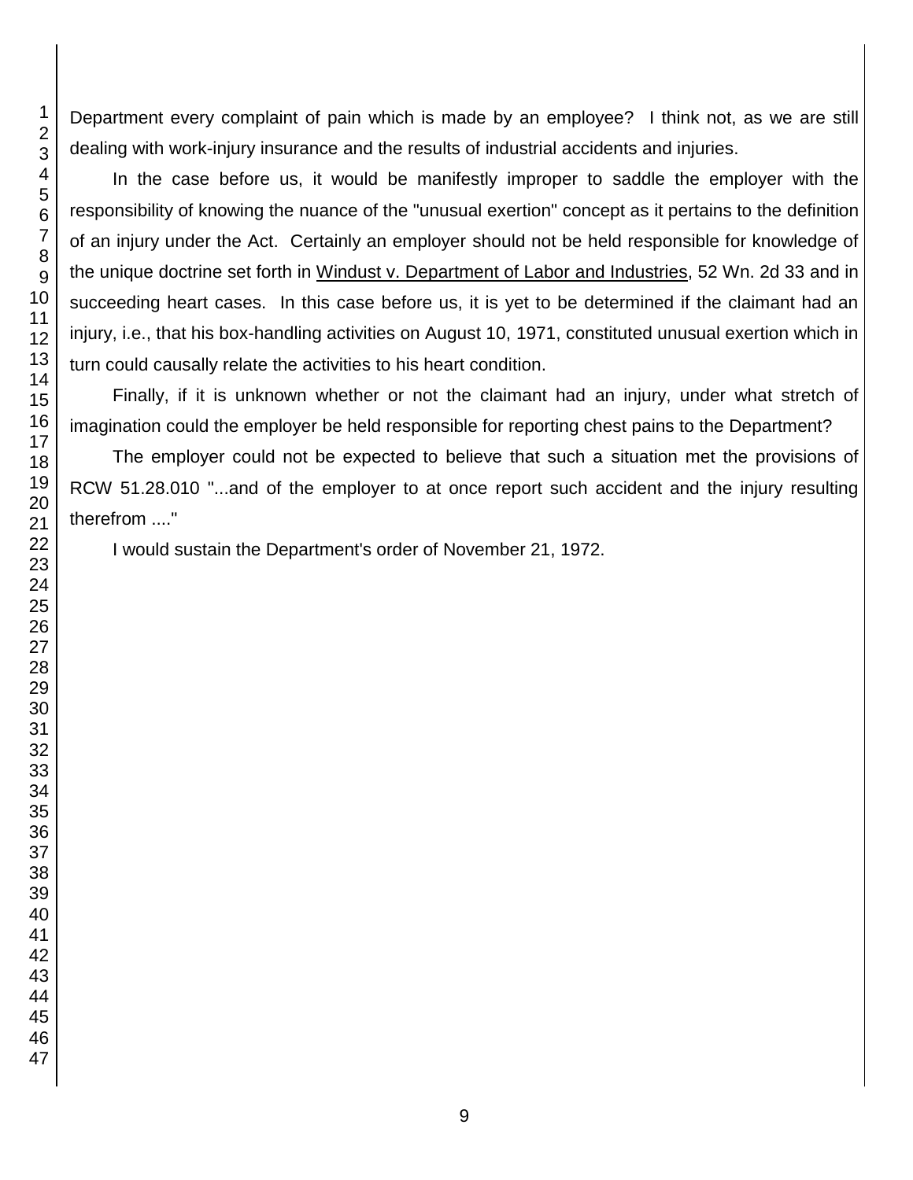Department every complaint of pain which is made by an employee? I think not, as we are still dealing with work-injury insurance and the results of industrial accidents and injuries.

In the case before us, it would be manifestly improper to saddle the employer with the responsibility of knowing the nuance of the "unusual exertion" concept as it pertains to the definition of an injury under the Act. Certainly an employer should not be held responsible for knowledge of the unique doctrine set forth in Windust v. Department of Labor and Industries, 52 Wn. 2d 33 and in succeeding heart cases. In this case before us, it is yet to be determined if the claimant had an injury, i.e., that his box-handling activities on August 10, 1971, constituted unusual exertion which in turn could causally relate the activities to his heart condition.

Finally, if it is unknown whether or not the claimant had an injury, under what stretch of imagination could the employer be held responsible for reporting chest pains to the Department?

The employer could not be expected to believe that such a situation met the provisions of RCW 51.28.010 "...and of the employer to at once report such accident and the injury resulting therefrom ...."

I would sustain the Department's order of November 21, 1972.